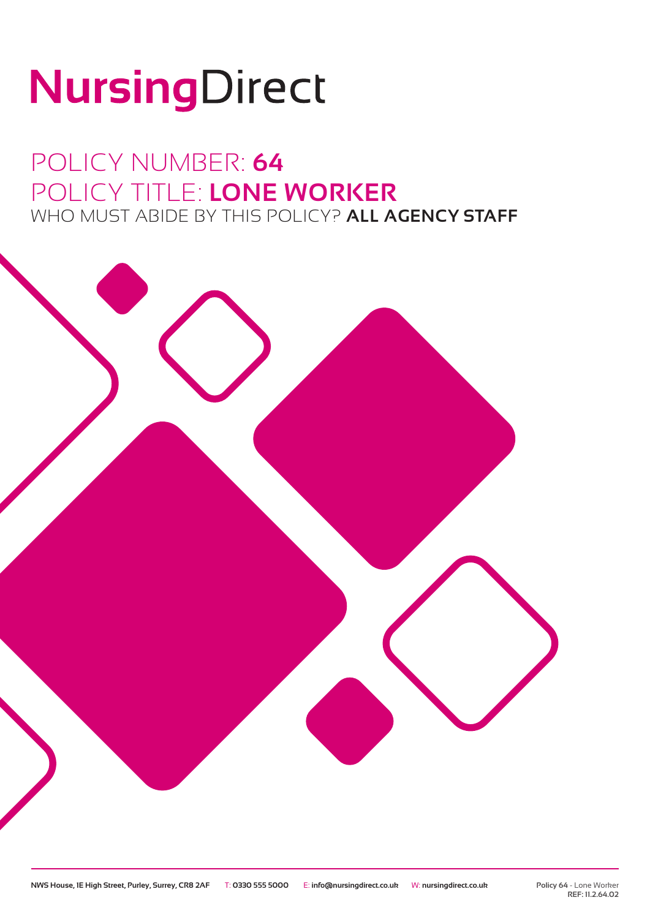# NursingDirect

## POLICY NUMBER: **64**
## POLICY TITLE: **LONE WORKER**
WHO MUST ABIDE BY THIS POLICY? **ALL AGENCY STAFF**

NWS House, 1E High Street, Purley, Surrey, CR8 2AF T: 0330 555 5000 E: info@nursingdirect.co.uk W: nursingdirect.co.uk

Policy 64 - Lone Worker
REF: 11.2.64.02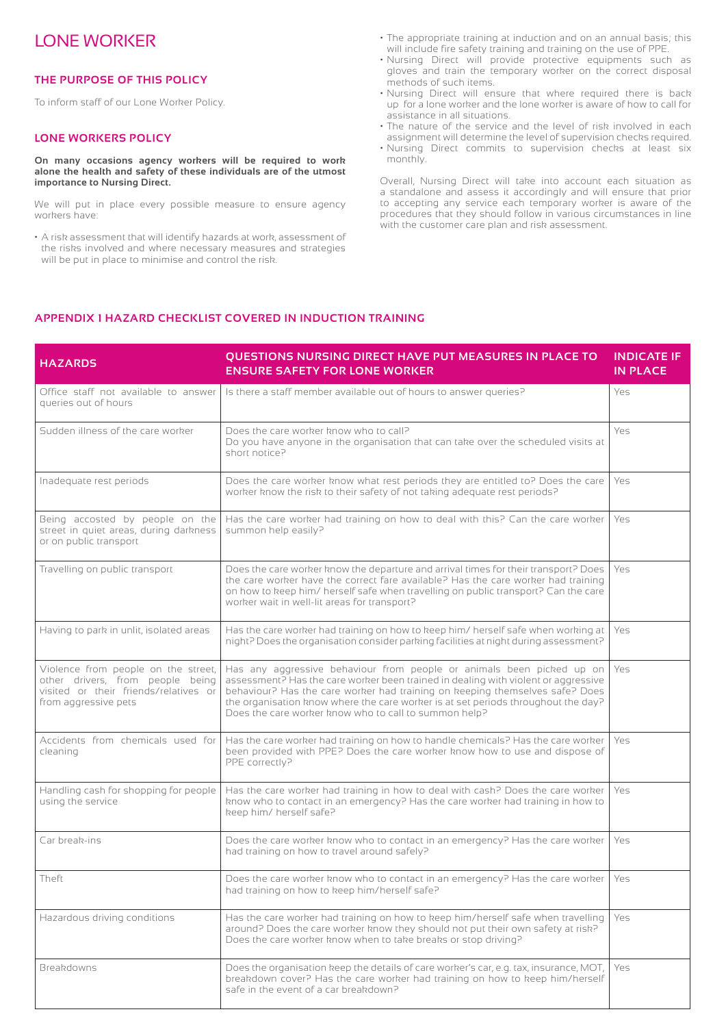# LONE WORKER

## THE PURPOSE OF THIS POLICY

To inform staff of our Lone Worker Policy.

## LONE WORKERS POLICY

**On many occasions agency workers will be required to work alone the health and safety of these individuals are of the utmost importance to Nursing Direct.**

We will put in place every possible measure to ensure agency workers have:

- A risk assessment that will identify hazards at work, assessment of the risks involved and where necessary measures and strategies will be put in place to minimise and control the risk.
- The appropriate training at induction and on an annual basis; this will include fire safety training and training on the use of PPE.
- Nursing Direct will provide protective equipments such as gloves and train the temporary worker on the correct disposal methods of such items.
- Nursing Direct will ensure that where required there is back up for a lone worker and the lone worker is aware of how to call for assistance in all situations.
- The nature of the service and the level of risk involved in each assignment will determine the level of supervision checks required.
- Nursing Direct commits to supervision checks at least six monthly.

Overall, Nursing Direct will take into account each situation as a standalone and assess it accordingly and will ensure that prior to accepting any service each temporary worker is aware of the procedures that they should follow in various circumstances in line with the customer care plan and risk assessment.

## APPENDIX 1 HAZARD CHECKLIST COVERED IN INDUCTION TRAINING

| HAZARDS | QUESTIONS NURSING DIRECT HAVE PUT MEASURES IN PLACE TO ENSURE SAFETY FOR LONE WORKER | INDICATE IF IN PLACE |
|---|---|---|
| Office staff not available to answer queries out of hours | Is there a staff member available out of hours to answer queries? | Yes |
| Sudden illness of the care worker | Does the care worker know who to call? Do you have anyone in the organisation that can take over the scheduled visits at short notice? | Yes |
| Inadequate rest periods | Does the care worker know what rest periods they are entitled to? Does the care worker know the risk to their safety of not taking adequate rest periods? | Yes |
| Being accosted by people on the street in quiet areas, during darkness or on public transport | Has the care worker had training on how to deal with this? Can the care worker summon help easily? | Yes |
| Travelling on public transport | Does the care worker know the departure and arrival times for their transport? Does the care worker have the correct fare available? Has the care worker had training on how to keep him/ herself safe when travelling on public transport? Can the care worker wait in well-lit areas for transport? | Yes |
| Having to park in unlit, isolated areas | Has the care worker had training on how to keep him/ herself safe when working at night? Does the organisation consider parking facilities at night during assessment? | Yes |
| Violence from people on the street, other drivers, from people being visited or their friends/relatives or from aggressive pets | Has any aggressive behaviour from people or animals been picked up on assessment? Has the care worker been trained in dealing with violent or aggressive behaviour? Has the care worker had training on keeping themselves safe? Does the organisation know where the care worker is at set periods throughout the day? Does the care worker know who to call to summon help? | Yes |
| Accidents from chemicals used for cleaning | Has the care worker had training on how to handle chemicals? Has the care worker been provided with PPE? Does the care worker know how to use and dispose of PPE correctly? | Yes |
| Handling cash for shopping for people using the service | Has the care worker had training in how to deal with cash? Does the care worker know who to contact in an emergency? Has the care worker had training in how to keep him/ herself safe? | Yes |
| Car break-ins | Does the care worker know who to contact in an emergency? Has the care worker had training on how to travel around safely? | Yes |
| Theft | Does the care worker know who to contact in an emergency? Has the care worker had training on how to keep him/herself safe? | Yes |
| Hazardous driving conditions | Has the care worker had training on how to keep him/herself safe when travelling around? Does the care worker know they should not put their own safety at risk? Does the care worker know when to take breaks or stop driving? | Yes |
| Breakdowns | Does the organisation keep the details of care worker's car, e.g. tax, insurance, MOT, breakdown cover? Has the care worker had training on how to keep him/herself safe in the event of a car breakdown? | Yes |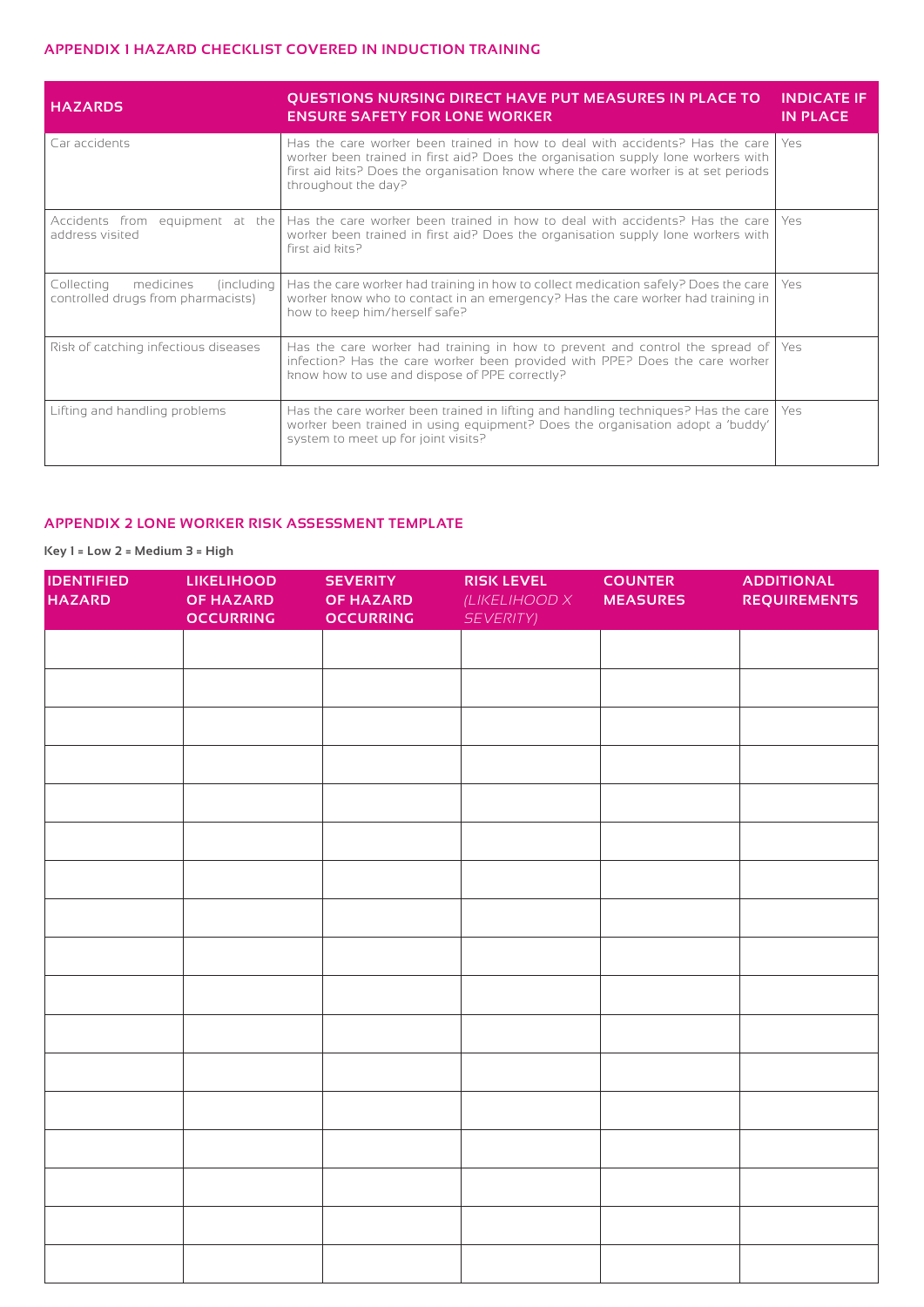## APPENDIX 1 HAZARD CHECKLIST COVERED IN INDUCTION TRAINING

| HAZARDS | QUESTIONS NURSING DIRECT HAVE PUT MEASURES IN PLACE TO ENSURE SAFETY FOR LONE WORKER | INDICATE IF IN PLACE |
|---|---|---|
| Car accidents | Has the care worker been trained in how to deal with accidents? Has the care worker been trained in first aid? Does the organisation supply lone workers with first aid kits? Does the organisation know where the care worker is at set periods throughout the day? | Yes |
| Accidents from equipment at the address visited | Has the care worker been trained in how to deal with accidents? Has the care worker been trained in first aid? Does the organisation supply lone workers with first aid kits? | Yes |
| Collecting medicines (including controlled drugs from pharmacists) | Has the care worker had training in how to collect medication safely? Does the care worker know who to contact in an emergency? Has the care worker had training in how to keep him/herself safe? | Yes |
| Risk of catching infectious diseases | Has the care worker had training in how to prevent and control the spread of infection? Has the care worker been provided with PPE? Does the care worker know how to use and dispose of PPE correctly? | Yes |
| Lifting and handling problems | Has the care worker been trained in lifting and handling techniques? Has the care worker been trained in using equipment? Does the organisation adopt a 'buddy' system to meet up for joint visits? | Yes |

## APPENDIX 2 LONE WORKER RISK ASSESSMENT TEMPLATE

**Key 1 = Low 2 = Medium 3 = High**

| IDENTIFIED HAZARD | LIKELIHOOD OF HAZARD OCCURRING | SEVERITY OF HAZARD OCCURRING | RISK LEVEL *(LIKELIHOOD X SEVERITY)* | COUNTER MEASURES | ADDITIONAL REQUIREMENTS |
|---|---|---|---|---|---|
| | | | | | |
| | | | | | |
| | | | | | |
| | | | | | |
| | | | | | |
| | | | | | |
| | | | | | |
| | | | | | |
| | | | | | |
| | | | | | |
| | | | | | |
| | | | | | |
| | | | | | |
| | | | | | |
| | | | | | |
| | | | | | |
| | | | | | |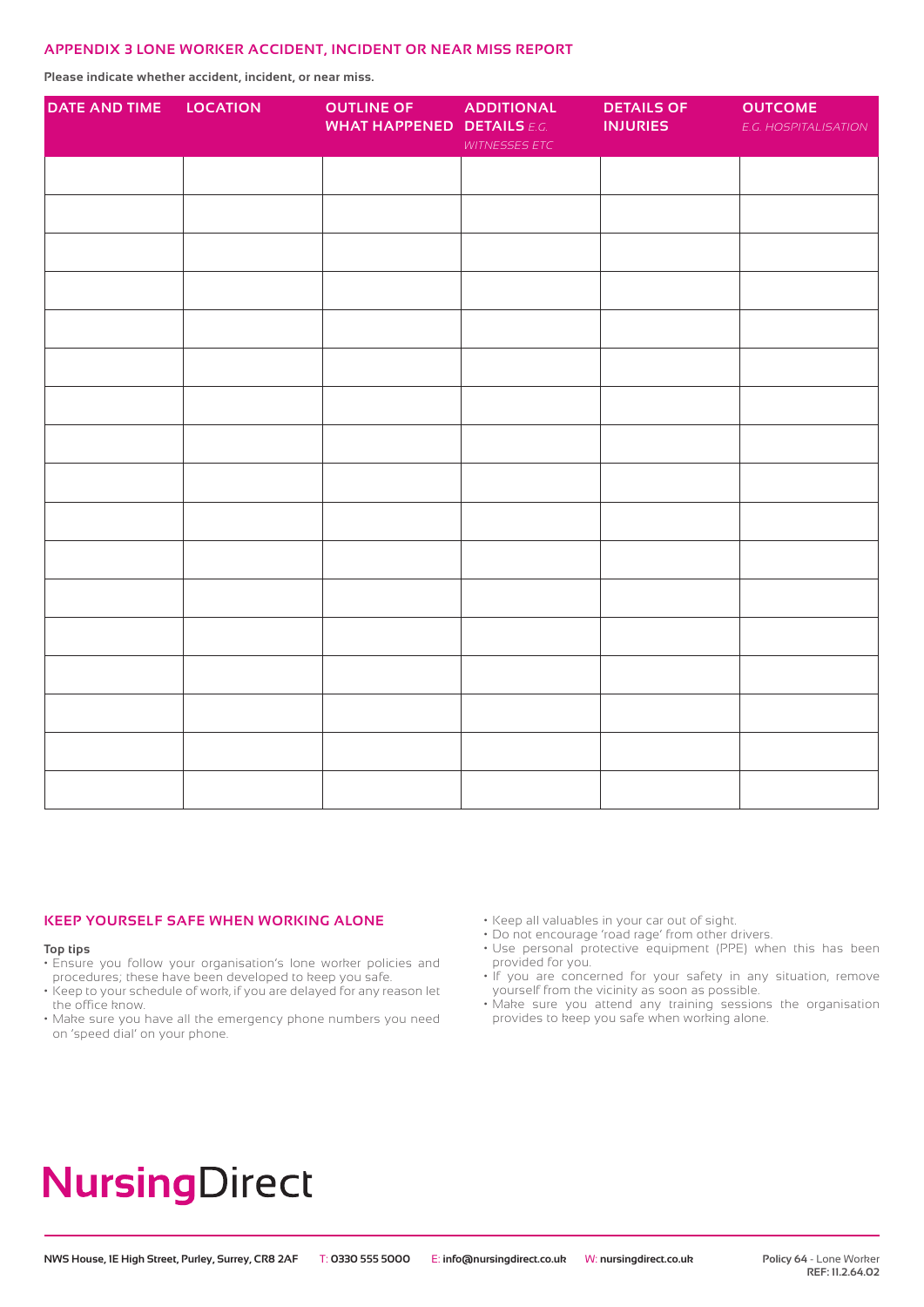## APPENDIX 3 LONE WORKER ACCIDENT, INCIDENT OR NEAR MISS REPORT

**Please indicate whether accident, incident, or near miss.**

| DATE AND TIME | LOCATION | OUTLINE OF WHAT HAPPENED | ADDITIONAL DETAILS *E.G. WITNESSES ETC* | DETAILS OF INJURIES | OUTCOME *E.G. HOSPITALISATION* |
|---|---|---|---|---|---|
| | | | | | |
| | | | | | |
| | | | | | |
| | | | | | |
| | | | | | |
| | | | | | |
| | | | | | |
| | | | | | |
| | | | | | |
| | | | | | |
| | | | | | |
| | | | | | |
| | | | | | |
| | | | | | |
| | | | | | |
| | | | | | |
| | | | | | |

### KEEP YOURSELF SAFE WHEN WORKING ALONE

**Top tips**

- Ensure you follow your organisation's lone worker policies and procedures; these have been developed to keep you safe.
- Keep to your schedule of work, if you are delayed for any reason let the office know.
- Make sure you have all the emergency phone numbers you need on 'speed dial' on your phone.
- Keep all valuables in your car out of sight.
- Do not encourage 'road rage' from other drivers.
- Use personal protective equipment (PPE) when this has been provided for you.
- If you are concerned for your safety in any situation, remove yourself from the vicinity as soon as possible.
- Make sure you attend any training sessions the organisation provides to keep you safe when working alone.

**NursingDirect**

NWS House, 1E High Street, Purley, Surrey, CR8 2AF T: 0330 555 5000 E: info@nursingdirect.co.uk W: nursingdirect.co.uk

Policy 64 - Lone Worker
REF: 11.2.64.02